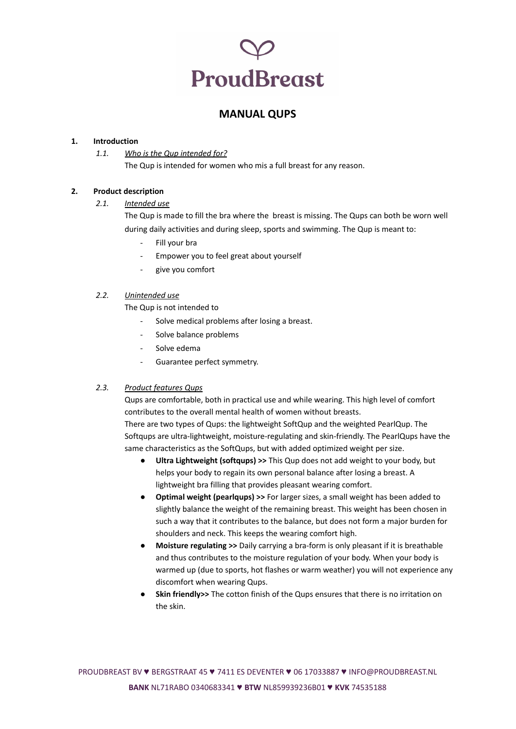# ProudBreast

## MANUAL QUPS

### 1. Introduction

#### 1.1. *Who is the Qup intended for?*

The Qup is intended for women who mis a full breast for any reason.

### 2. Product description

#### 2.1. *Intended use*

The Qup is made to fill the bra where the breast is missing. The Qups can both be worn well during daily activities and during sleep, sports and swimming. The Qup is meant to:

- Fill your bra
- Empower you to feel great about yourself
- give you comfort

#### 2.2. *Unintended use*

The Qup is not intended to

- Solve medical problems after losing a breast.
- Solve balance problems
- Solve edema
- Guarantee perfect symmetry.

#### 2.3. *Product features Qups*

Qups are comfortable, both in practical use and while wearing. This high level of comfort contributes to the overall mental health of women without breasts.

There are two types of Qups: the lightweight SoftQup and the weighted PearlQup. The Softqups are ultra-lightweight, moisture-regulating and skin-friendly. The PearlQups have the same characteristics as the SoftQups, but with added optimized weight per size.

- **Ultra Lightweight (softqups) >>** This Qup does not add weight to your body, but helps your body to regain its own personal balance after losing a breast. A lightweight bra filling that provides pleasant wearing comfort.
- **Optimal weight (pearlqups) >>** For larger sizes, a small weight has been added to slightly balance the weight of the remaining breast. This weight has been chosen in such a way that it contributes to the balance, but does not form a major burden for shoulders and neck. This keeps the wearing comfort high.
- **Moisture regulating >>** Daily carrying a bra-form is only pleasant if it is breathable and thus contributes to the moisture regulation of your body. When your body is warmed up (due to sports, hot flashes or warm weather) you will not experience any discomfort when wearing Qups.
- **Skin friendly>>** The cotton finish of the Qups ensures that there is no irritation on the skin.

PROUDBREAST BV ♥ BERGSTRAAT 45 ♥ 7411 ES DEVENTER ♥ 06 17033887 ♥ INFO@PROUDBREAST.NL

**BANK** NL71RABO 0340683341 ♥ **BTW** NL859939236B01 ♥ **KVK** 74535188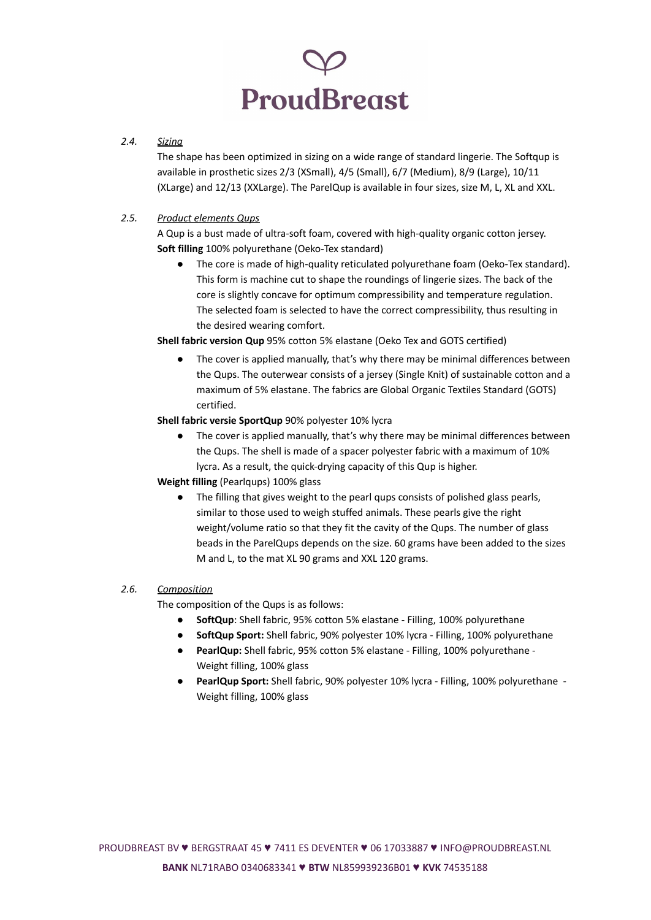### *2.4. Sizing*

The shape has been optimized in sizing on a wide range of standard lingerie. The Softqup is available in prosthetic sizes 2/3 (XSmall), 4/5 (Small), 6/7 (Medium), 8/9 (Large), 10/11 (XLarge) and 12/13 (XXLarge). The ParelQup is available in four sizes, size M, L, XL and XXL.

### *2.5. Product elements Qups*

A Qup is a bust made of ultra-soft foam, covered with high-quality organic cotton jersey.

**Soft filling** 100% polyurethane (Oeko-Tex standard)

- The core is made of high-quality reticulated polyurethane foam (Oeko-Tex standard). This form is machine cut to shape the roundings of lingerie sizes. The back of the core is slightly concave for optimum compressibility and temperature regulation. The selected foam is selected to have the correct compressibility, thus resulting in the desired wearing comfort.

**Shell fabric version Qup** 95% cotton 5% elastane (Oeko Tex and GOTS certified)

- The cover is applied manually, that's why there may be minimal differences between the Qups. The outerwear consists of a jersey (Single Knit) of sustainable cotton and a maximum of 5% elastane. The fabrics are Global Organic Textiles Standard (GOTS) certified.

**Shell fabric versie SportQup** 90% polyester 10% lycra

- The cover is applied manually, that's why there may be minimal differences between the Qups. The shell is made of a spacer polyester fabric with a maximum of 10% lycra. As a result, the quick-drying capacity of this Qup is higher.

**Weight filling** (Pearlqups) 100% glass

- The filling that gives weight to the pearl qups consists of polished glass pearls, similar to those used to weigh stuffed animals. These pearls give the right weight/volume ratio so that they fit the cavity of the Qups. The number of glass beads in the ParelQups depends on the size. 60 grams have been added to the sizes M and L, to the mat XL 90 grams and XXL 120 grams.

### *2.6. Composition*

The composition of the Qups is as follows:

- **SoftQup**: Shell fabric, 95% cotton 5% elastane - Filling, 100% polyurethane
- **SoftQup Sport:** Shell fabric, 90% polyester 10% lycra - Filling, 100% polyurethane
- **PearlQup:** Shell fabric, 95% cotton 5% elastane - Filling, 100% polyurethane - Weight filling, 100% glass
- **PearlQup Sport:** Shell fabric, 90% polyester 10% lycra - Filling, 100% polyurethane - Weight filling, 100% glass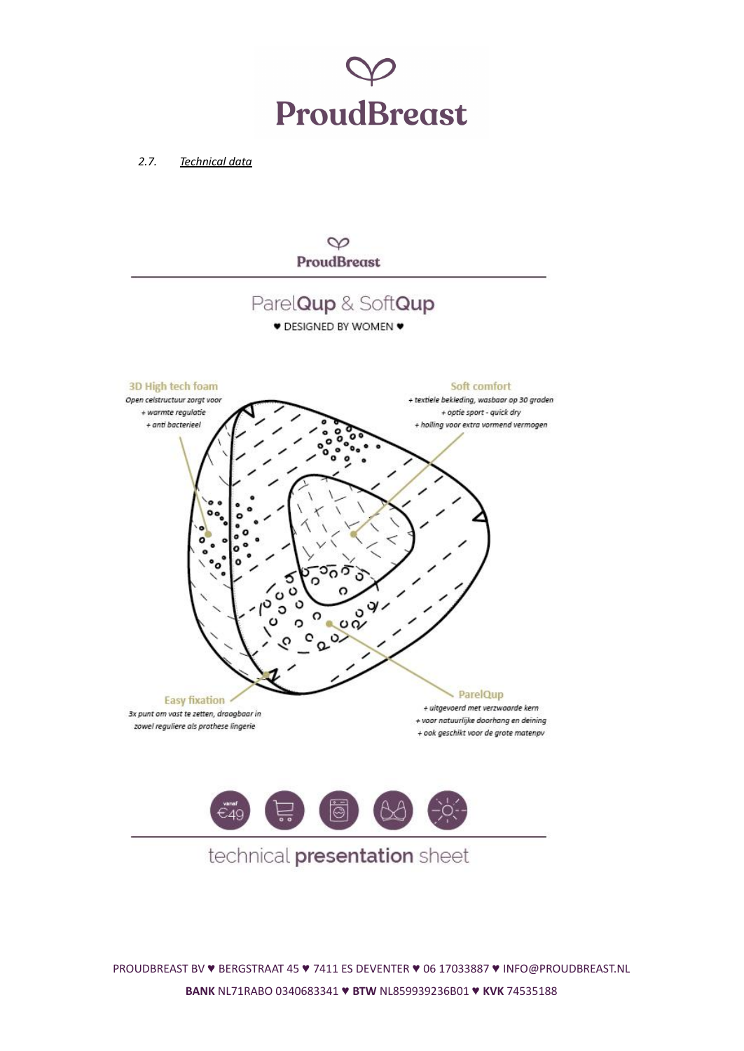# ProudBreast

*2.7. Technical data*

ProudBreast

## ParelQup & SoftQup

♥ DESIGNED BY WOMEN ♥

**3D High tech foam**
*Open celstructuur zorgt voor*
*+ warmte regulatie*
*+ anti bacterieel*

**Soft comfort**
*+ textiele bekleding, wasbaar op 30 graden*
*+ optie sport - quick dry*
*+ holling voor extra vormend vermogen*

**Easy fixation**
*3x punt om vast te zetten, draagbaar in zowel reguliere als prothese lingerie*

**ParelQup**
*+ uitgevoerd met verzwaarde kern*
*+ voor natuurlijke doorhang en deining*
*+ ook geschikt voor de grote matenpv*

vanaf €49

technical **presentation** sheet

PROUDBREAST BV ♥ BERGSTRAAT 45 ♥ 7411 ES DEVENTER ♥ 06 17033887 ♥ INFO@PROUDBREAST.NL
**BANK** NL71RABO 0340683341 ♥ **BTW** NL859939236B01 ♥ **KVK** 74535188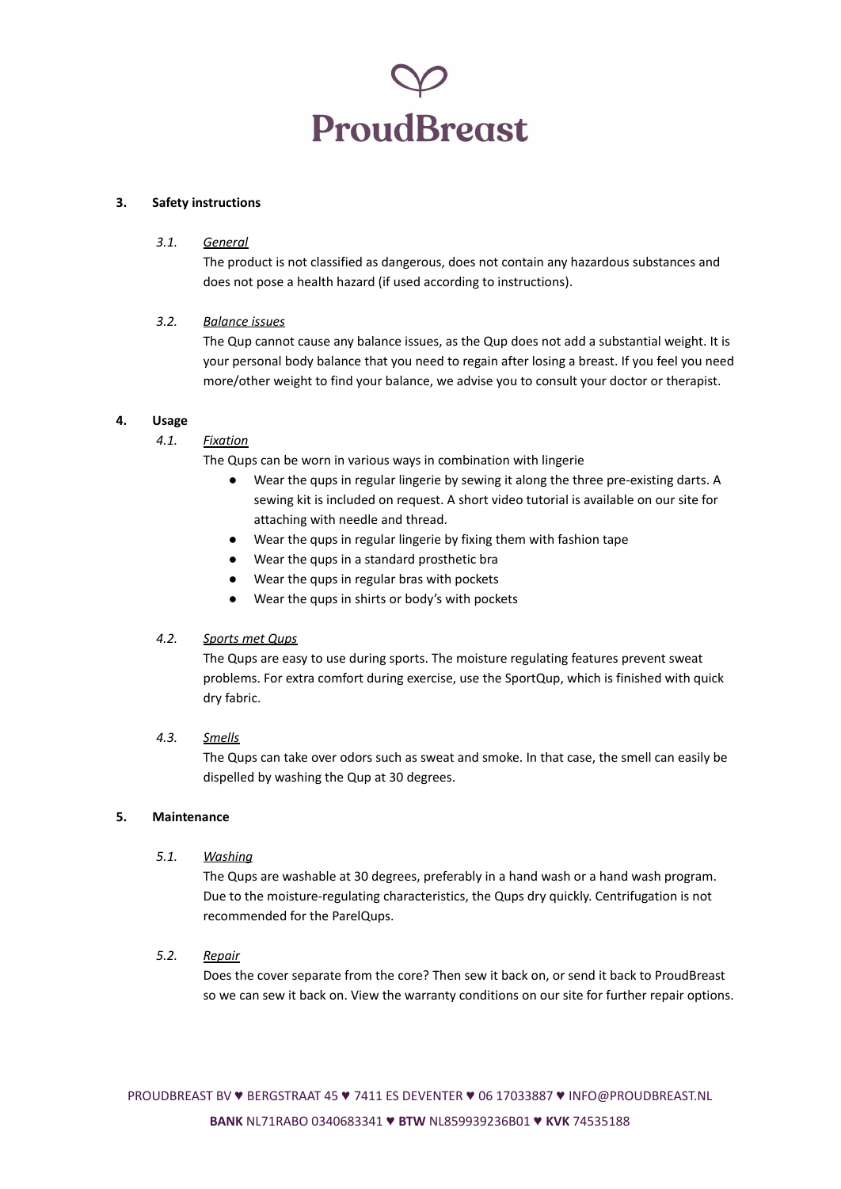## 3. Safety instructions

### 3.1. *General*

The product is not classified as dangerous, does not contain any hazardous substances and does not pose a health hazard (if used according to instructions).

### 3.2. *Balance issues*

The Qup cannot cause any balance issues, as the Qup does not add a substantial weight. It is your personal body balance that you need to regain after losing a breast. If you feel you need more/other weight to find your balance, we advise you to consult your doctor or therapist.

## 4. Usage

### 4.1. *Fixation*

The Qups can be worn in various ways in combination with lingerie

- Wear the qups in regular lingerie by sewing it along the three pre-existing darts. A sewing kit is included on request. A short video tutorial is available on our site for attaching with needle and thread.
- Wear the qups in regular lingerie by fixing them with fashion tape
- Wear the qups in a standard prosthetic bra
- Wear the qups in regular bras with pockets
- Wear the qups in shirts or body's with pockets

### 4.2. *Sports met Qups*

The Qups are easy to use during sports. The moisture regulating features prevent sweat problems. For extra comfort during exercise, use the SportQup, which is finished with quick dry fabric.

### 4.3. *Smells*

The Qups can take over odors such as sweat and smoke. In that case, the smell can easily be dispelled by washing the Qup at 30 degrees.

## 5. Maintenance

### 5.1. *Washing*

The Qups are washable at 30 degrees, preferably in a hand wash or a hand wash program. Due to the moisture-regulating characteristics, the Qups dry quickly. Centrifugation is not recommended for the ParelQups.

### 5.2. *Repair*

Does the cover separate from the core? Then sew it back on, or send it back to ProudBreast so we can sew it back on. View the warranty conditions on our site for further repair options.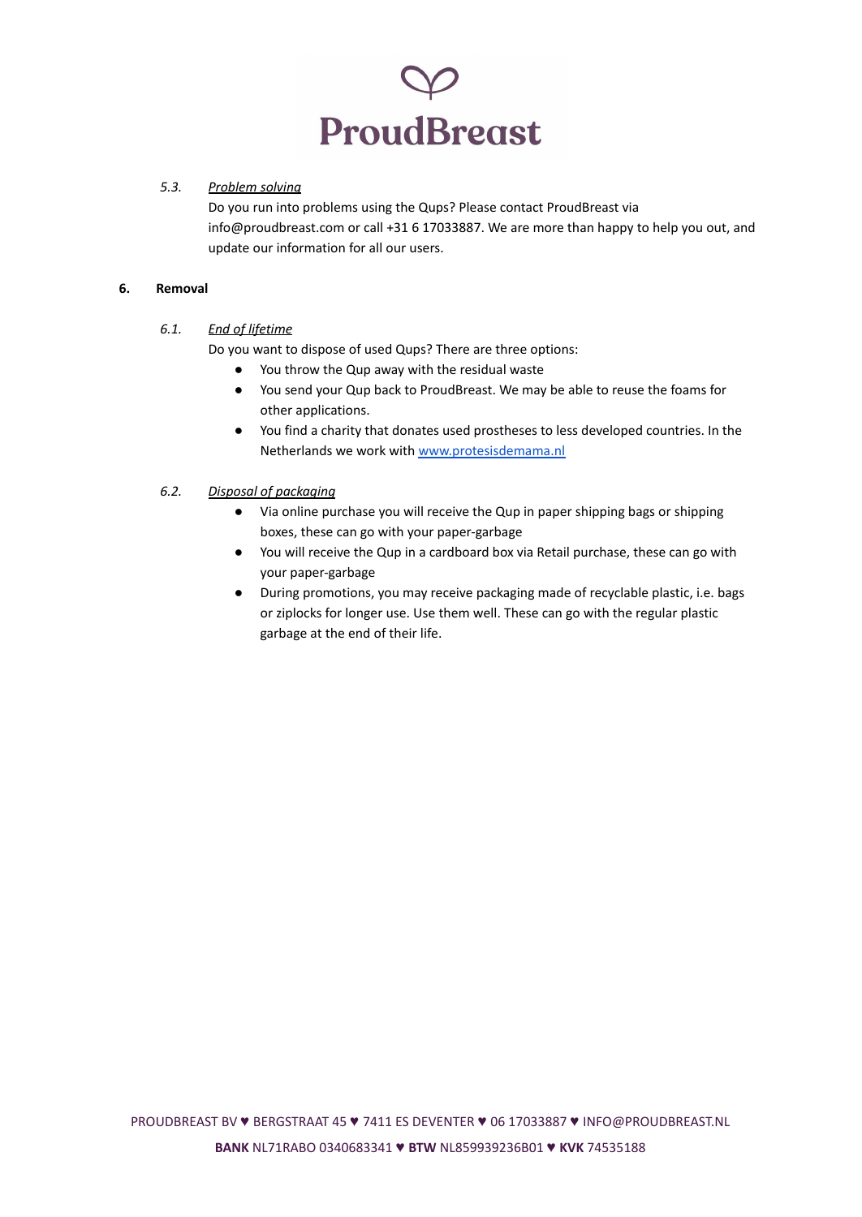*5.3.* *Problem solving*

Do you run into problems using the Qups? Please contact ProudBreast via info@proudbreast.com or call +31 6 17033887. We are more than happy to help you out, and update our information for all our users.

## 6. Removal

*6.1.* *End of lifetime*

Do you want to dispose of used Qups? There are three options:

- You throw the Qup away with the residual waste
- You send your Qup back to ProudBreast. We may be able to reuse the foams for other applications.
- You find a charity that donates used prostheses to less developed countries. In the Netherlands we work with [www.protesisdemama.nl](http://www.protesisdemama.nl)

*6.2.* *Disposal of packaging*

- Via online purchase you will receive the Qup in paper shipping bags or shipping boxes, these can go with your paper-garbage
- You will receive the Qup in a cardboard box via Retail purchase, these can go with your paper-garbage
- During promotions, you may receive packaging made of recyclable plastic, i.e. bags or ziplocks for longer use. Use them well. These can go with the regular plastic garbage at the end of their life.